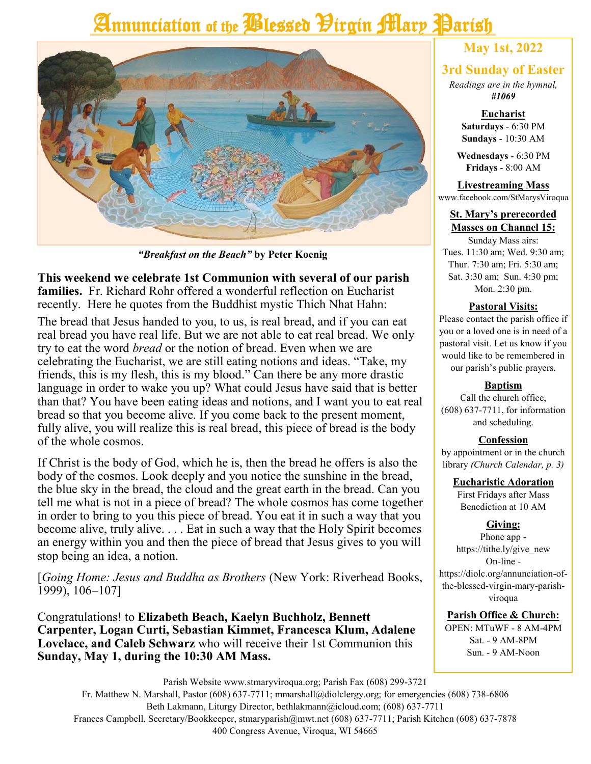# Annunciation of the Blessed Virgin Mary Parish

*"Breakfast on the Beach"* **by Peter Koenig**

**This weekend we celebrate 1st Communion with several of our parish families.** Fr. Richard Rohr offered a wonderful reflection on Eucharist recently. Here he quotes from the Buddhist mystic Thich Nhat Hahn:

The bread that Jesus handed to you, to us, is real bread, and if you can eat real bread you have real life. But we are not able to eat real bread. We only try to eat the word *bread* or the notion of bread. Even when we are celebrating the Eucharist, we are still eating notions and ideas. "Take, my friends, this is my flesh, this is my blood." Can there be any more drastic language in order to wake you up? What could Jesus have said that is better than that? You have been eating ideas and notions, and I want you to eat real bread so that you become alive. If you come back to the present moment, fully alive, you will realize this is real bread, this piece of bread is the body of the whole cosmos.

If Christ is the body of God, which he is, then the bread he offers is also the body of the cosmos. Look deeply and you notice the sunshine in the bread, the blue sky in the bread, the cloud and the great earth in the bread. Can you tell me what is not in a piece of bread? The whole cosmos has come together in order to bring to you this piece of bread. You eat it in such a way that you become alive, truly alive. . . . Eat in such a way that the Holy Spirit becomes an energy within you and then the piece of bread that Jesus gives to you will stop being an idea, a notion.

[*Going Home: Jesus and Buddha as Brothers* (New York: Riverhead Books, 1999), 106–107]

Congratulations! to **Elizabeth Beach, Kaelyn Buchholz, Bennett Carpenter, Logan Curti, Sebastian Kimmet, Francesca Klum, Adalene Lovelace, and Caleb Schwarz** who will receive their 1st Communion this **Sunday, May 1, during the 10:30 AM Mass.**

## May 1st, 2022

## 3rd Sunday of Easter

*Readings are in the hymnal,* ***#1069***

**Eucharist**
**Saturdays** - 6:30 PM
**Sundays** - 10:30 AM

**Wednesdays** - 6:30 PM
**Fridays** - 8:00 AM

**Livestreaming Mass**
www.facebook.com/StMarysViroqua

**St. Mary's prerecorded Masses on Channel 15:**
Sunday Mass airs:
Tues. 11:30 am; Wed. 9:30 am; Thur. 7:30 am; Fri. 5:30 am; Sat. 3:30 am; Sun. 4:30 pm; Mon. 2:30 pm.

**Pastoral Visits:**
Please contact the parish office if you or a loved one is in need of a pastoral visit. Let us know if you would like to be remembered in our parish's public prayers.

**Baptism**
Call the church office, (608) 637-7711, for information and scheduling.

**Confession**
by appointment or in the church library *(Church Calendar, p. 3)*

**Eucharistic Adoration**
First Fridays after Mass
Benediction at 10 AM

**Giving:**
Phone app - https://tithe.ly/give_new
On-line - https://diolc.org/annunciation-of-the-blessed-virgin-mary-parish-viroqua

**Parish Office & Church:**
OPEN: MTuWF - 8 AM-4PM
Sat. - 9 AM-8PM
Sun. - 9 AM-Noon

Parish Website www.stmaryviroqua.org; Parish Fax (608) 299-3721
Fr. Matthew N. Marshall, Pastor (608) 637-7711; mmarshall@diolclergy.org; for emergencies (608) 738-6806
Beth Lakmann, Liturgy Director, bethlakmann@icloud.com; (608) 637-7711
Frances Campbell, Secretary/Bookkeeper, stmaryparish@mwt.net (608) 637-7711; Parish Kitchen (608) 637-7878
400 Congress Avenue, Viroqua, WI 54665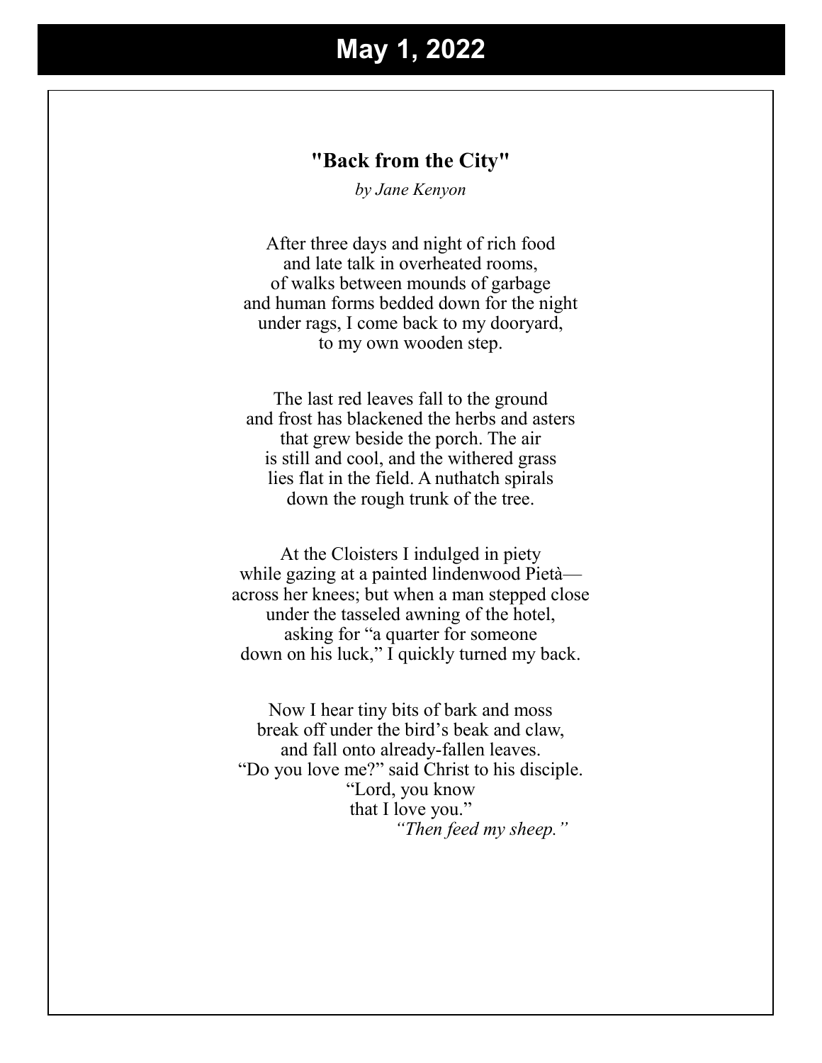# May 1, 2022

**"Back from the City"**

*by Jane Kenyon*

After three days and night of rich food  
and late talk in overheated rooms,  
of walks between mounds of garbage  
and human forms bedded down for the night  
under rags, I come back to my dooryard,  
to my own wooden step.

The last red leaves fall to the ground  
and frost has blackened the herbs and asters  
that grew beside the porch. The air  
is still and cool, and the withered grass  
lies flat in the field. A nuthatch spirals  
down the rough trunk of the tree.

At the Cloisters I indulged in piety  
while gazing at a painted lindenwood Pietà—  
across her knees; but when a man stepped close  
under the tasseled awning of the hotel,  
asking for "a quarter for someone  
down on his luck," I quickly turned my back.

Now I hear tiny bits of bark and moss  
break off under the bird's beak and claw,  
and fall onto already-fallen leaves.  
"Do you love me?" said Christ to his disciple.  
"Lord, you know  
that I love you."  
*"Then feed my sheep."*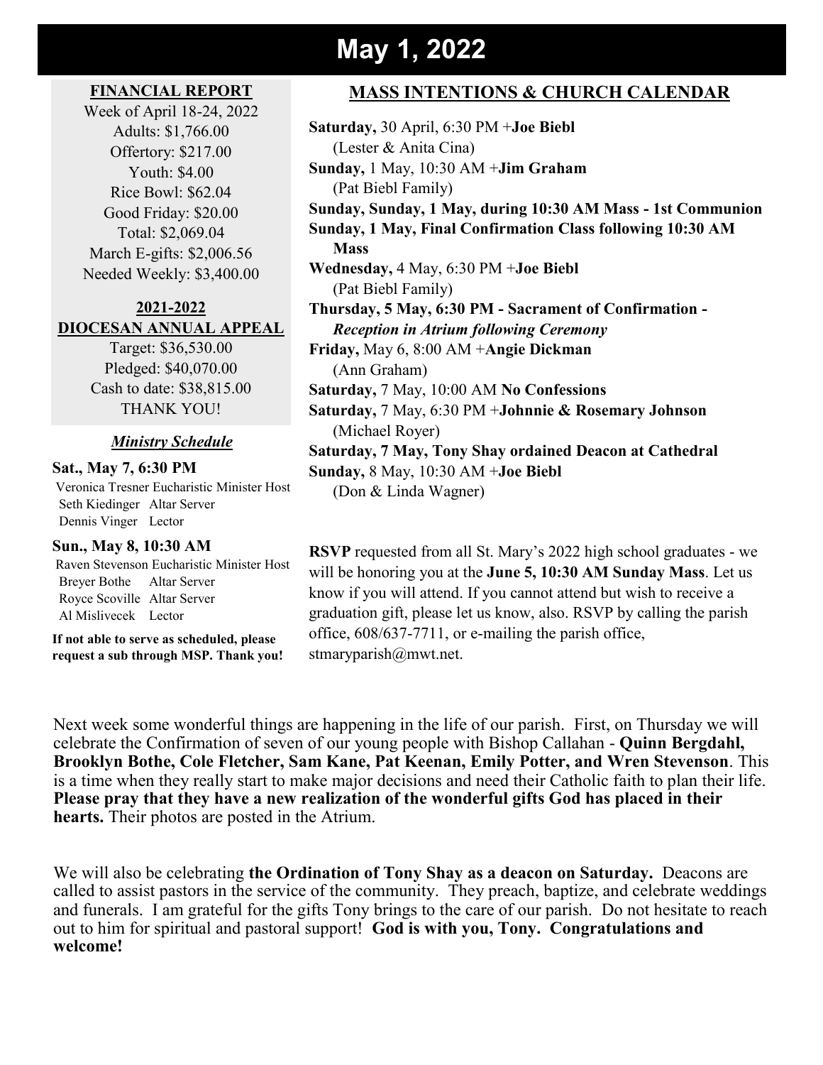# May 1, 2022

## FINANCIAL REPORT

Week of April 18-24, 2022
Adults: $1,766.00
Offertory: $217.00
Youth: $4.00
Rice Bowl: $62.04
Good Friday: $20.00
Total: $2,069.04
March E-gifts: $2,006.56
Needed Weekly: $3,400.00

## 2021-2022 DIOCESAN ANNUAL APPEAL

Target: $36,530.00
Pledged: $40,070.00
Cash to date: $38,815.00
THANK YOU!

### *Ministry Schedule*

**Sat., May 7, 6:30 PM**
Veronica Tresner Eucharistic Minister Host
Seth Kiedinger Altar Server
Dennis Vinger Lector

**Sun., May 8, 10:30 AM**
Raven Stevenson Eucharistic Minister Host
Breyer Bothe Altar Server
Royce Scoville Altar Server
Al Mislivecek Lector

**If not able to serve as scheduled, please request a sub through MSP. Thank you!**

## MASS INTENTIONS & CHURCH CALENDAR

**Saturday,** 30 April, 6:30 PM +**Joe Biebl**
(Lester & Anita Cina)
**Sunday,** 1 May, 10:30 AM +**Jim Graham**
(Pat Biebl Family)
**Sunday, Sunday, 1 May, during 10:30 AM Mass - 1st Communion**
**Sunday, 1 May, Final Confirmation Class following 10:30 AM Mass**
**Wednesday,** 4 May, 6:30 PM +**Joe Biebl**
(Pat Biebl Family)
**Thursday, 5 May, 6:30 PM - Sacrament of Confirmation -** ***Reception in Atrium following Ceremony***
**Friday,** May 6, 8:00 AM +**Angie Dickman**
(Ann Graham)
**Saturday,** 7 May, 10:00 AM **No Confessions**
**Saturday,** 7 May, 6:30 PM +**Johnnie & Rosemary Johnson**
(Michael Royer)
**Saturday, 7 May, Tony Shay ordained Deacon at Cathedral**
**Sunday,** 8 May, 10:30 AM +**Joe Biebl**
(Don & Linda Wagner)

**RSVP** requested from all St. Mary's 2022 high school graduates - we will be honoring you at the **June 5, 10:30 AM Sunday Mass**. Let us know if you will attend. If you cannot attend but wish to receive a graduation gift, please let us know, also. RSVP by calling the parish office, 608/637-7711, or e-mailing the parish office, stmaryparish@mwt.net.

Next week some wonderful things are happening in the life of our parish. First, on Thursday we will celebrate the Confirmation of seven of our young people with Bishop Callahan - **Quinn Bergdahl, Brooklyn Bothe, Cole Fletcher, Sam Kane, Pat Keenan, Emily Potter, and Wren Stevenson**. This is a time when they really start to make major decisions and need their Catholic faith to plan their life. **Please pray that they have a new realization of the wonderful gifts God has placed in their hearts.** Their photos are posted in the Atrium.

We will also be celebrating **the Ordination of Tony Shay as a deacon on Saturday.** Deacons are called to assist pastors in the service of the community. They preach, baptize, and celebrate weddings and funerals. I am grateful for the gifts Tony brings to the care of our parish. Do not hesitate to reach out to him for spiritual and pastoral support! **God is with you, Tony. Congratulations and welcome!**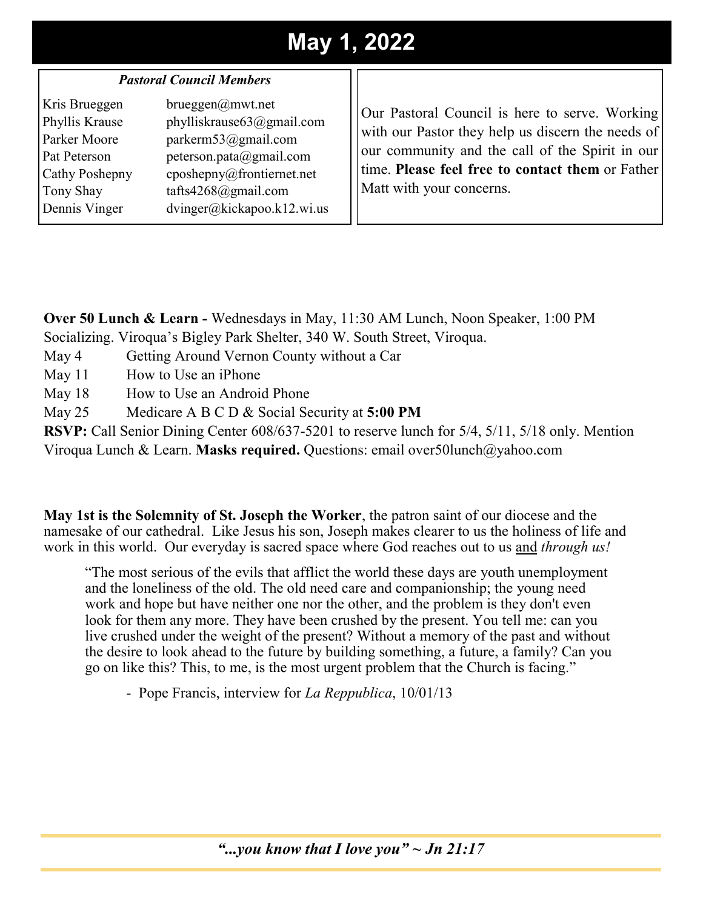# May 1, 2022

***Pastoral Council Members***

| | |
|---|---|
| Kris Brueggen | brueggen@mwt.net |
| Phyllis Krause | phylliskrause63@gmail.com |
| Parker Moore | parkerm53@gmail.com |
| Pat Peterson | peterson.pata@gmail.com |
| Cathy Poshepny | cposhepny@frontiernet.net |
| Tony Shay | tafts4268@gmail.com |
| Dennis Vinger | dvinger@kickapoo.k12.wi.us |

Our Pastoral Council is here to serve. Working with our Pastor they help us discern the needs of our community and the call of the Spirit in our time. **Please feel free to contact them** or Father Matt with your concerns.

**Over 50 Lunch & Learn -** Wednesdays in May, 11:30 AM Lunch, Noon Speaker, 1:00 PM Socializing. Viroqua's Bigley Park Shelter, 340 W. South Street, Viroqua.

- May 4 Getting Around Vernon County without a Car
- May 11 How to Use an iPhone
- May 18 How to Use an Android Phone
- May 25 Medicare A B C D & Social Security at **5:00 PM**

**RSVP:** Call Senior Dining Center 608/637-5201 to reserve lunch for 5/4, 5/11, 5/18 only. Mention Viroqua Lunch & Learn. **Masks required.** Questions: email over50lunch@yahoo.com

**May 1st is the Solemnity of St. Joseph the Worker**, the patron saint of our diocese and the namesake of our cathedral. Like Jesus his son, Joseph makes clearer to us the holiness of life and work in this world. Our everyday is sacred space where God reaches out to us <u>and</u> *through us!*

> "The most serious of the evils that afflict the world these days are youth unemployment and the loneliness of the old. The old need care and companionship; the young need work and hope but have neither one nor the other, and the problem is they don't even look for them any more. They have been crushed by the present. You tell me: can you live crushed under the weight of the present? Without a memory of the past and without the desire to look ahead to the future by building something, a future, a family? Can you go on like this? This, to me, is the most urgent problem that the Church is facing."
>
> - Pope Francis, interview for *La Reppublica*, 10/01/13

***"...you know that I love you" ~ Jn 21:17***